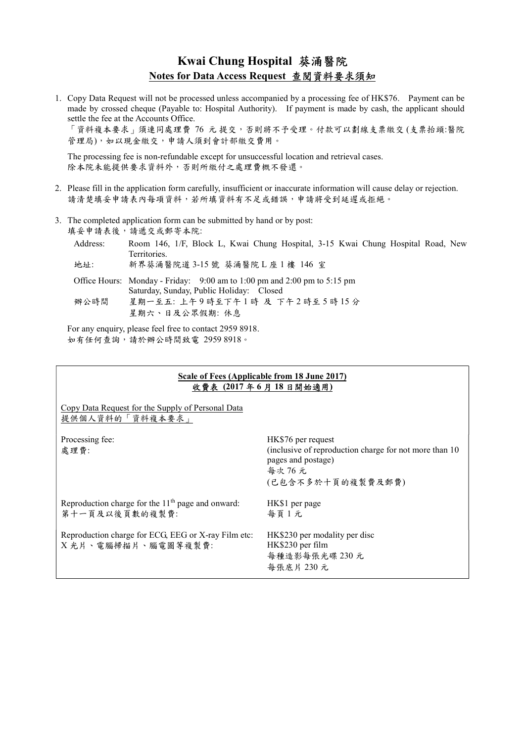# Kwai Chung Hospital 葵涌醫院

## Notes for Data Access Request 查閱資料要求須知

1. Copy Data Request will not be processed unless accompanied by a processing fee of HK$76. Payment can be made by crossed cheque (Payable to: Hospital Authority). If payment is made by cash, the applicant should settle the fee at the Accounts Office.
   「資料複本要求」須連同處理費 76 元提交，否則將不予受理。付款可以劃線支票繳交(支票抬頭:醫院管理局)，如以現金繳交，申請人須到會計部繳交費用。

   The processing fee is non-refundable except for unsuccessful location and retrieval cases.
   除本院未能提供要求資料外，否則所繳付之處理費概不發還。

2. Please fill in the application form carefully, insufficient or inaccurate information will cause delay or rejection.
   請清楚填妥申請表內每項資料，若所填資料有不足或錯誤，申請將受到延遲或拒絕。

3. The completed application form can be submitted by hand or by post:
   填妥申請表後，請遞交或郵寄本院:

   Address: Room 146, 1/F, Block L, Kwai Chung Hospital, 3-15 Kwai Chung Hospital Road, New Territories.
   地址: 新界葵涌醫院道 3-15 號 葵涌醫院 L 座 1 樓 146 室

   Office Hours: Monday - Friday: 9:00 am to 1:00 pm and 2:00 pm to 5:15 pm
   Saturday, Sunday, Public Holiday: Closed
   辦公時間 星期一至五: 上午 9 時至下午 1 時 及 下午 2 時至 5 時 15 分
   星期六、日及公眾假期: 休息

   For any enquiry, please feel free to contact 2959 8918.
   如有任何查詢，請於辦公時間致電 2959 8918。

---

**Scale of Fees (Applicable from 18 June 2017)**
**收費表 (2017 年 6 月 18 日開始適用)**

Copy Data Request for the Supply of Personal Data
提供個人資料的「資料複本要求」

| | |
|---|---|
| Processing fee:<br>處理費: | HK$76 per request<br>(inclusive of reproduction charge for not more than 10 pages and postage)<br>每次 76 元<br>(已包含不多於十頁的複製費及郵費) |
| Reproduction charge for the 11th page and onward:<br>第十一頁及以後頁數的複製費: | HK$1 per page<br>每頁 1 元 |
| Reproduction charge for ECG, EEG or X-ray Film etc:<br>X 光片、電腦掃描片、腦電圖等複製費: | HK$230 per modality per disc<br>HK$230 per film<br>每種造影每張光碟 230 元<br>每張底片 230 元 |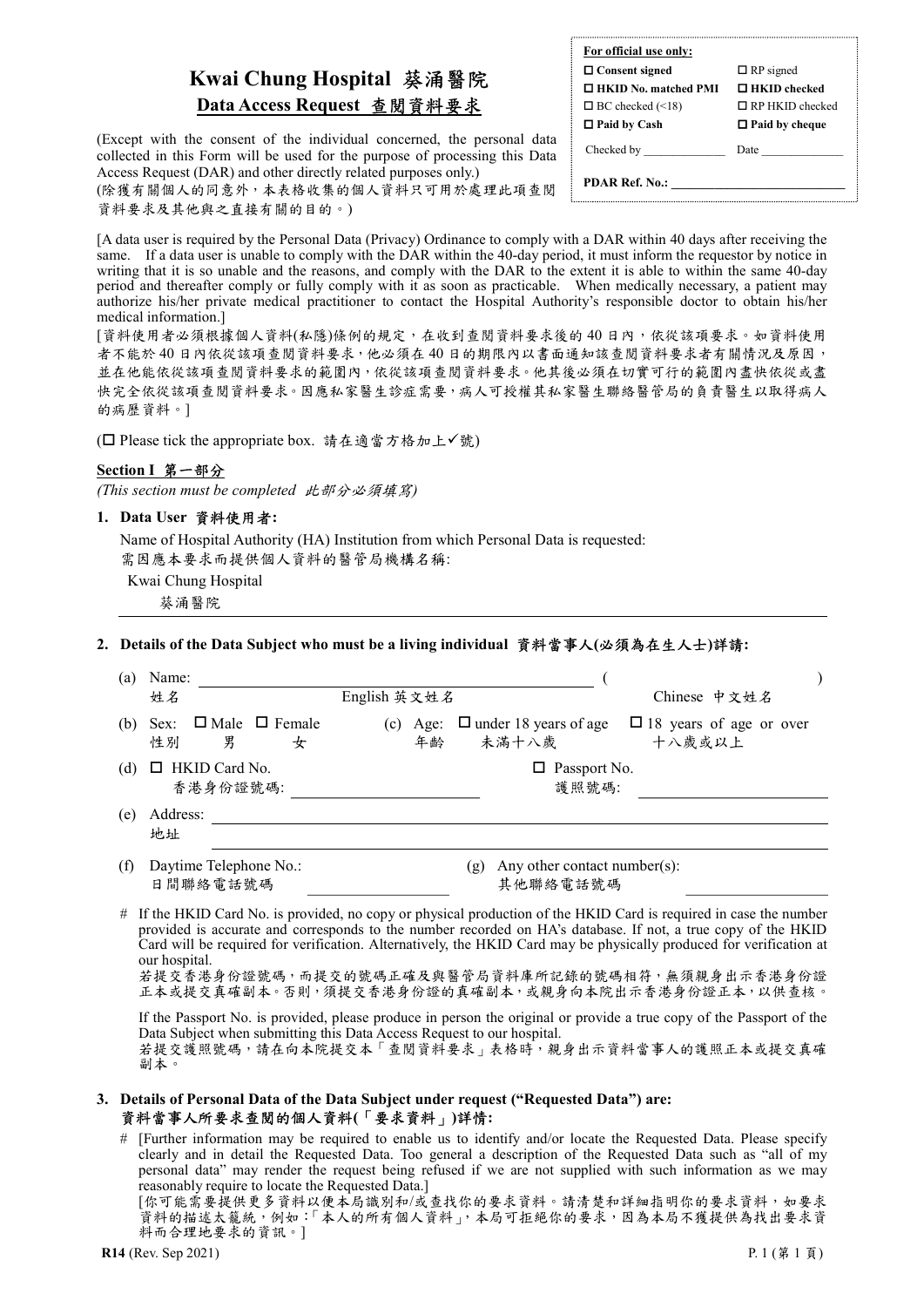# Kwai Chung Hospital 葵涌醫院

## Data Access Request 查閱資料要求

(Except with the consent of the individual concerned, the personal data collected in this Form will be used for the purpose of processing this Data Access Request (DAR) and other directly related purposes only.)
(除獲有關個人的同意外，本表格收集的個人資料只可用於處理此項查閱資料要求及其他與之直接有關的目的。)

| **For official use only:** | |
|---|---|
| ☐ **Consent signed** | ☐ RP signed |
| ☐ **HKID No. matched PMI** | ☐ **HKID checked** |
| ☐ BC checked (<18) | ☐ RP HKID checked |
| ☐ **Paid by Cash** | ☐ **Paid by cheque** |
| Checked by ____________ | Date ____________ |
| **PDAR Ref. No.:** ____________ | |

[A data user is required by the Personal Data (Privacy) Ordinance to comply with a DAR within 40 days after receiving the same. If a data user is unable to comply with the DAR within the 40-day period, it must inform the requestor by notice in writing that it is so unable and the reasons, and comply with the DAR to the extent it is able to within the same 40-day period and thereafter comply or fully comply with it as soon as practicable. When medically necessary, a patient may authorize his/her private medical practitioner to contact the Hospital Authority's responsible doctor to obtain his/her medical information.]

[資料使用者必須根據個人資料(私隱)條例的規定，在收到查閱資料要求後的 40 日內，依從該項要求。如資料使用者不能於 40 日內依從該項查閱資料要求，他必須在 40 日的期限內以書面通知該查閱資料要求者有關情況及原因，並在他能依從該項查閱資料要求的範圍內，依從該項查閱資料要求。他其後必須在切實可行的範圍內盡快依從或盡快完全依從該項查閱資料要求。因應私家醫生診症需要，病人可授權其私家醫生聯絡醫管局的負責醫生以取得病人的病歷資料。]

(☐ Please tick the appropriate box. 請在適當方格加上✓號)

### Section I 第一部分

*(This section must be completed 此部分必須填寫)*

**1. Data User 資料使用者:**

Name of Hospital Authority (HA) Institution from which Personal Data is requested:
需因應本要求而提供個人資料的醫管局機構名稱:

Kwai Chung Hospital
葵涌醫院

**2. Details of the Data Subject who must be a living individual 資料當事人(必須為在生人士)詳請:**

(a) Name: ______________________________ ( ______________ )
姓名 English 英文姓名 Chinese 中文姓名

(b) Sex: ☐ Male ☐ Female
性別 男 女

(c) Age: ☐ under 18 years of age ☐ 18 years of age or over
年齡 未滿十八歲 十八歲或以上

(d) ☐ HKID Card No. 香港身份證號碼: ______________ ☐ Passport No. 護照號碼: ______________

(e) Address: ______________________________
地址

(f) Daytime Telephone No.: ______________
日間聯絡電話號碼

(g) Any other contact number(s): ______________
其他聯絡電話號碼

\# If the HKID Card No. is provided, no copy or physical production of the HKID Card is required in case the number provided is accurate and corresponds to the number recorded on HA's database. If not, a true copy of the HKID Card will be required for verification. Alternatively, the HKID Card may be physically produced for verification at our hospital.
若提交香港身份證號碼，而提交的號碼正確及與醫管局資料庫所記錄的號碼相符，無須親身出示香港身份證正本或提交真確副本。否則，須提交香港身份證的真確副本，或親身向本院出示香港身份證正本，以供查核。

If the Passport No. is provided, please produce in person the original or provide a true copy of the Passport of the Data Subject when submitting this Data Access Request to our hospital.
若提交護照號碼，請在向本院提交本「查閱資料要求」表格時，親身出示資料當事人的護照正本或提交真確副本。

**3. Details of Personal Data of the Data Subject under request ("Requested Data") are:**
**資料當事人所要求查閱的個人資料(「要求資料」)詳情:**

\# [Further information may be required to enable us to identify and/or locate the Requested Data. Please specify clearly and in detail the Requested Data. Too general a description of the Requested Data such as "all of my personal data" may render the request being refused if we are not supplied with such information as we may reasonably require to locate the Requested Data.]
[你可能需要提供更多資料以便本局識別和/或查找你的要求資料。請清楚和詳細指明你的要求資料，如要求資料的描述太籠統，例如:「本人的所有個人資料」，本局可拒絕你的要求，因為本局不獲提供為找出要求資料而合理地要求的資訊。]

R14 (Rev. Sep 2021)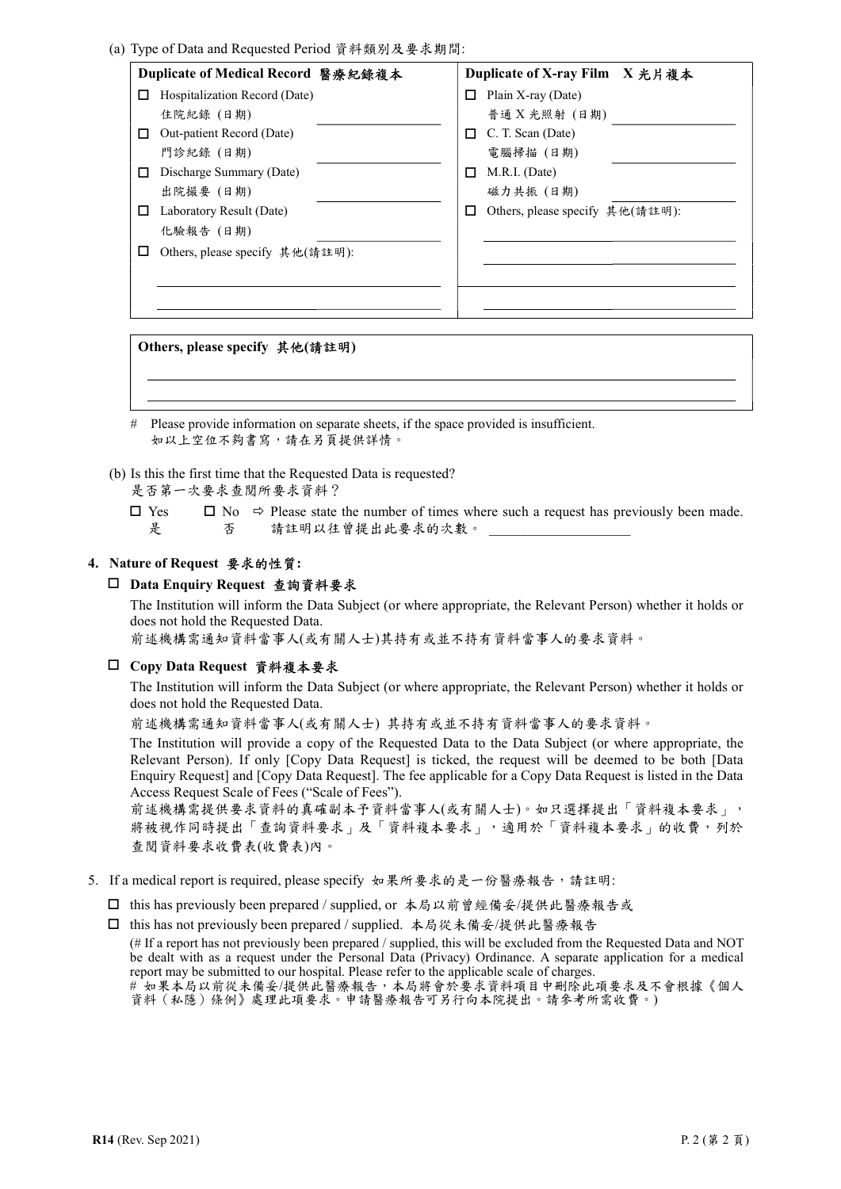(a) Type of Data and Requested Period 資料類別及要求期間:

| Duplicate of Medical Record 醫療紀錄複本 | Duplicate of X-ray Film X 光片複本 |
|---|---|
| ☐ Hospitalization Record (Date) 住院紀錄 (日期) ______ | ☐ Plain X-ray (Date) 普通 X 光照射 (日期) ______ |
| ☐ Out-patient Record (Date) 門診紀錄 (日期) ______ | ☐ C. T. Scan (Date) 電腦掃描 (日期) ______ |
| ☐ Discharge Summary (Date) 出院撮要 (日期) ______ | ☐ M.R.I. (Date) 磁力共振 (日期) ______ |
| ☐ Laboratory Result (Date) 化驗報告 (日期) ______ | ☐ Others, please specify 其他(請註明): ______ |
| ☐ Others, please specify 其他(請註明): ______ | ______ |

**Others, please specify 其他(請註明)**

______

\# Please provide information on separate sheets, if the space provided is insufficient.
如以上空位不夠書寫，請在另頁提供詳情。

(b) Is this the first time that the Requested Data is requested?
是否第一次要求查閱所要求資料？

☐ Yes 是 ☐ No 否 ⇨ Please state the number of times where such a request has previously been made. 請註明以往曾提出此要求的次數。 ______

**4. Nature of Request 要求的性質:**

☐ **Data Enquiry Request 查詢資料要求**

The Institution will inform the Data Subject (or where appropriate, the Relevant Person) whether it holds or does not hold the Requested Data.
前述機構需通知資料當事人(或有關人士)其持有或並不持有資料當事人的要求資料。

☐ **Copy Data Request 資料複本要求**

The Institution will inform the Data Subject (or where appropriate, the Relevant Person) whether it holds or does not hold the Requested Data.

前述機構需通知資料當事人(或有關人士) 其持有或並不持有資料當事人的要求資料。

The Institution will provide a copy of the Requested Data to the Data Subject (or where appropriate, the Relevant Person). If only [Copy Data Request] is ticked, the request will be deemed to be both [Data Enquiry Request] and [Copy Data Request]. The fee applicable for a Copy Data Request is listed in the Data Access Request Scale of Fees ("Scale of Fees").
前述機構需提供要求資料的真確副本予資料當事人(或有關人士)。如只選擇提出「資料複本要求」，將被視作同時提出「查詢資料要求」及「資料複本要求」，適用於「資料複本要求」的收費，列於查閱資料要求收費表(收費表)內。

5. If a medical report is required, please specify 如果所要求的是一份醫療報告，請註明:

☐ this has previously been prepared / supplied, or 本局以前曾經備妥/提供此醫療報告或

☐ this has not previously been prepared / supplied. 本局從未備妥/提供此醫療報告

(# If a report has not previously been prepared / supplied, this will be excluded from the Requested Data and NOT be dealt with as a request under the Personal Data (Privacy) Ordinance. A separate application for a medical report may be submitted to our hospital. Please refer to the applicable scale of charges.
\# 如果本局以前從未備妥/提供此醫療報告，本局將會於要求資料項目中刪除此項要求及不會根據《個人資料（私隱）條例》處理此項要求。申請醫療報告可另行向本院提出。請參考所需收費。)

R14 (Rev. Sep 2021)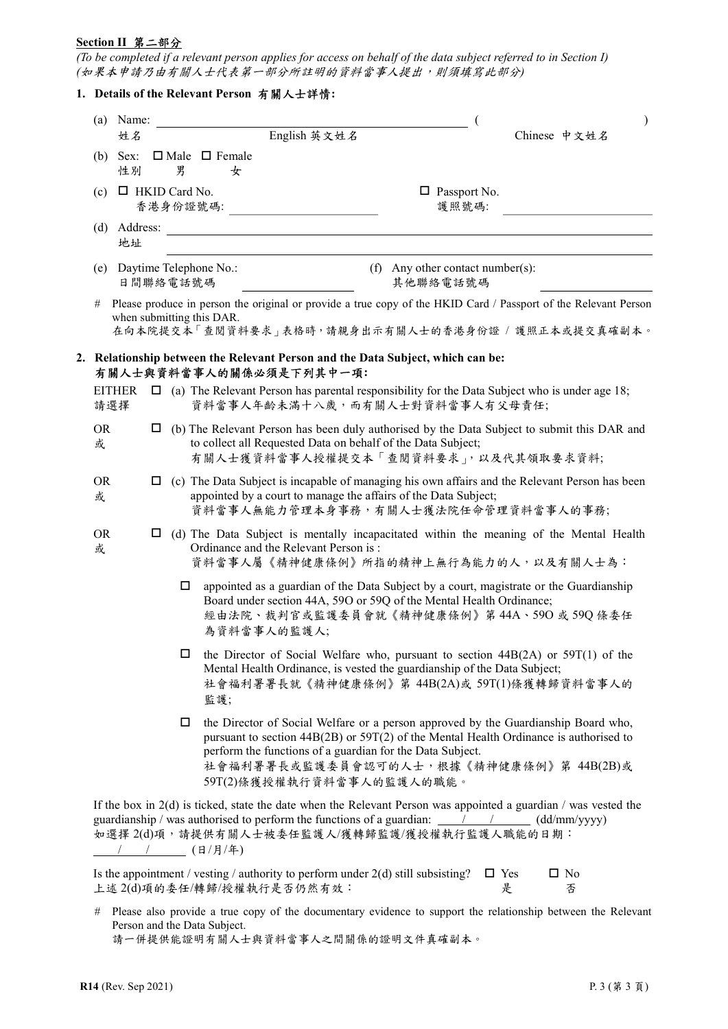**Section II 第二部分**

*(To be completed if a relevant person applies for access on behalf of the data subject referred to in Section I)*
*(如果本申請乃由有關人士代表第一部分所註明的資料當事人提出，則須填寫此部分)*

**1. Details of the Relevant Person 有關人士詳情:**

(a) Name: ______________________________ ( ______________ )
姓名 English 英文姓名 Chinese 中文姓名

(b) Sex: ☐ Male ☐ Female
性別 男 女

(c) ☐ HKID Card No. ______________ ☐ Passport No. ______________
香港身份證號碼: 護照號碼:

(d) Address: ______________________________
地址

(e) Daytime Telephone No.: ______________ (f) Any other contact number(s): ______________
日間聯絡電話號碼 其他聯絡電話號碼

\# Please produce in person the original or provide a true copy of the HKID Card / Passport of the Relevant Person when submitting this DAR.
在向本院提交本「查閱資料要求」表格時，請親身出示有關人士的香港身份證 / 護照正本或提交真確副本。

**2. Relationship between the Relevant Person and the Data Subject, which can be:**
**有關人士與資料當事人的關係必須是下列其中一項:**

EITHER 請選擇 ☐ (a) The Relevant Person has parental responsibility for the Data Subject who is under age 18;
資料當事人年齡未滿十八歲，而有關人士對資料當事人有父母責任;

OR 或 ☐ (b) The Relevant Person has been duly authorised by the Data Subject to submit this DAR and to collect all Requested Data on behalf of the Data Subject;
有關人士獲資料當事人授權提交本「查閱資料要求」，以及代其領取要求資料;

OR 或 ☐ (c) The Data Subject is incapable of managing his own affairs and the Relevant Person has been appointed by a court to manage the affairs of the Data Subject;
資料當事人無能力管理本身事務，有關人士獲法院任命管理資料當事人的事務;

OR 或 ☐ (d) The Data Subject is mentally incapacitated within the meaning of the Mental Health Ordinance and the Relevant Person is :
資料當事人屬《精神健康條例》所指的精神上無行為能力的人，以及有關人士為：

- ☐ appointed as a guardian of the Data Subject by a court, magistrate or the Guardianship Board under section 44A, 59O or 59Q of the Mental Health Ordinance;
經由法院、裁判官或監護委員會就《精神健康條例》第 44A、59O 或 59Q 條委任為資料當事人的監護人;
- ☐ the Director of Social Welfare who, pursuant to section 44B(2A) or 59T(1) of the Mental Health Ordinance, is vested the guardianship of the Data Subject;
社會福利署署長就《精神健康條例》第 44B(2A)或 59T(1)條獲轉歸資料當事人的監護;
- ☐ the Director of Social Welfare or a person approved by the Guardianship Board who, pursuant to section 44B(2B) or 59T(2) of the Mental Health Ordinance is authorised to perform the functions of a guardian for the Data Subject.
社會福利署署長或監護委員會認可的人士，根據《精神健康條例》第 44B(2B)或 59T(2)條獲授權執行資料當事人的監護人的職能。

If the box in 2(d) is ticked, state the date when the Relevant Person was appointed a guardian / was vested the guardianship / was authorised to perform the functions of a guardian: ____/____/______ (dd/mm/yyyy)
如選擇 2(d)項，請提供有關人士被委任監護人/獲轉歸監護/獲授權執行監護人職能的日期：
____/____/______ (日/月/年)

Is the appointment / vesting / authority to perform under 2(d) still subsisting? ☐ Yes ☐ No
上述 2(d)項的委任/轉歸/授權執行是否仍然有效： 是 否

\# Please also provide a true copy of the documentary evidence to support the relationship between the Relevant Person and the Data Subject.
請一併提供能證明有關人士與資料當事人之間關係的證明文件真確副本。

R14 (Rev. Sep 2021)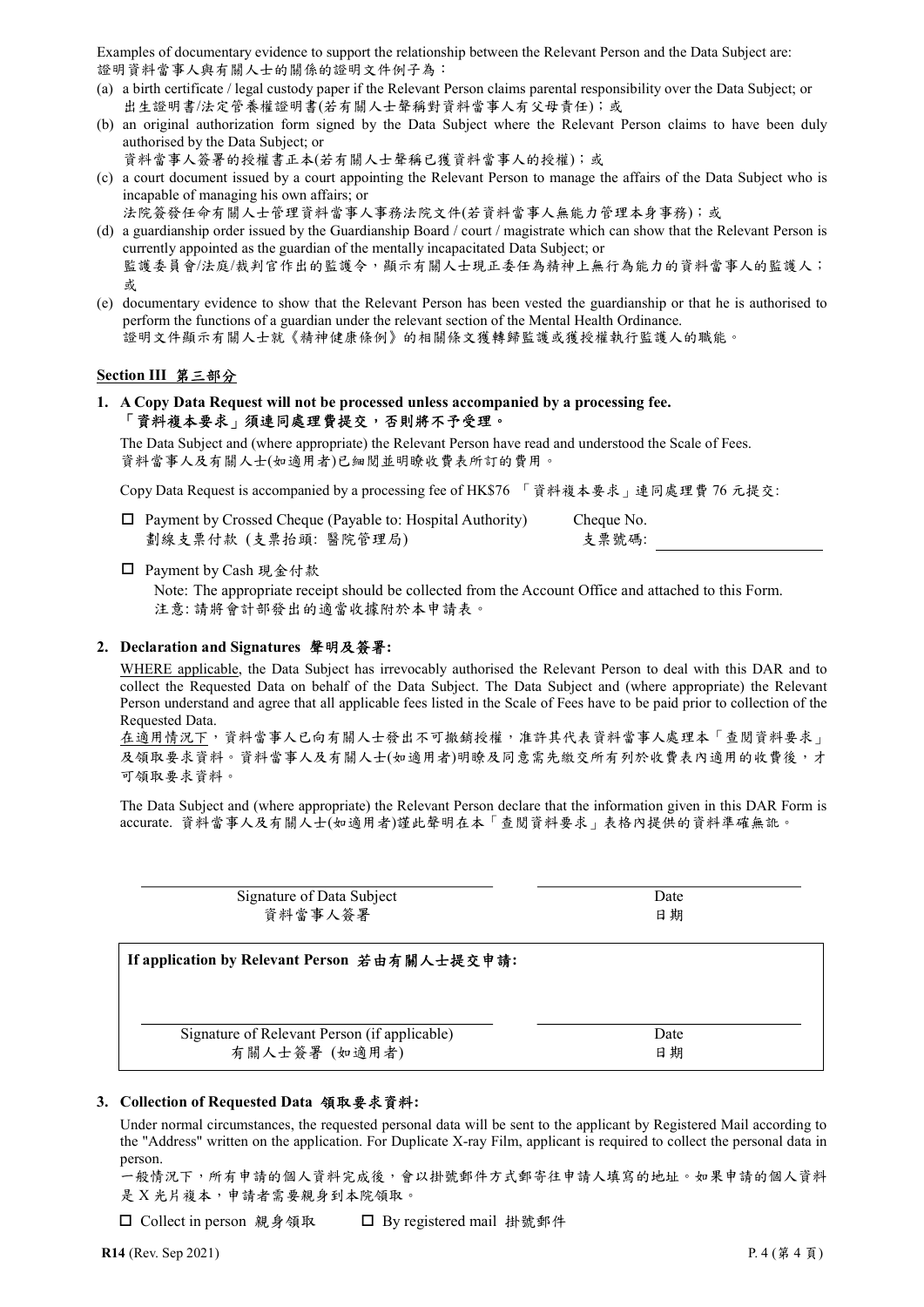Examples of documentary evidence to support the relationship between the Relevant Person and the Data Subject are:
證明資料當事人與有關人士的關係的證明文件例子為：

(a) a birth certificate / legal custody paper if the Relevant Person claims parental responsibility over the Data Subject; or
出生證明書/法定管養權證明書(若有關人士聲稱對資料當事人有父母責任)；或
(b) an original authorization form signed by the Data Subject where the Relevant Person claims to have been duly authorised by the Data Subject; or
資料當事人簽署的授權書正本(若有關人士聲稱已獲資料當事人的授權)；或
(c) a court document issued by a court appointing the Relevant Person to manage the affairs of the Data Subject who is incapable of managing his own affairs; or
法院簽發任命有關人士管理資料當事人事務法院文件(若資料當事人無能力管理本身事務)；或
(d) a guardianship order issued by the Guardianship Board / court / magistrate which can show that the Relevant Person is currently appointed as the guardian of the mentally incapacitated Data Subject; or
監護委員會/法庭/裁判官作出的監護令，顯示有關人士現正委任為精神上無行為能力的資料當事人的監護人；或
(e) documentary evidence to show that the Relevant Person has been vested the guardianship or that he is authorised to perform the functions of a guardian under the relevant section of the Mental Health Ordinance.
證明文件顯示有關人士就《精神健康條例》的相關條文獲轉歸監護或獲授權執行監護人的職能。

## Section III 第三部分

**1. A Copy Data Request will not be processed unless accompanied by a processing fee.**
**「資料複本要求」須連同處理費提交，否則將不予受理。**

The Data Subject and (where appropriate) the Relevant Person have read and understood the Scale of Fees.
資料當事人及有關人士(如適用者)已細閱並明瞭收費表所訂的費用。

Copy Data Request is accompanied by a processing fee of HK$76 「資料複本要求」連同處理費 76 元提交:

☐ Payment by Crossed Cheque (Payable to: Hospital Authority) Cheque No.
劃線支票付款 (支票抬頭: 醫院管理局) 支票號碼: ____________________

☐ Payment by Cash 現金付款
Note: The appropriate receipt should be collected from the Account Office and attached to this Form.
注意: 請將會計部發出的適當收據附於本申請表。

**2. Declaration and Signatures 聲明及簽署:**

WHERE applicable, the Data Subject has irrevocably authorised the Relevant Person to deal with this DAR and to collect the Requested Data on behalf of the Data Subject. The Data Subject and (where appropriate) the Relevant Person understand and agree that all applicable fees listed in the Scale of Fees have to be paid prior to collection of the Requested Data.
在適用情況下，資料當事人已向有關人士發出不可撤銷授權，准許其代表資料當事人處理本「查閱資料要求」及領取要求資料。資料當事人及有關人士(如適用者)明瞭及同意需先繳交所有列於收費表內適用的收費後，才可領取要求資料。

The Data Subject and (where appropriate) the Relevant Person declare that the information given in this DAR Form is accurate. 資料當事人及有關人士(如適用者)謹此聲明在本「查閱資料要求」表格內提供的資料準確無訛。

| | |
|---|---|
| ____________________ | ____________________ |
| Signature of Data Subject<br>資料當事人簽署 | Date<br>日期 |

**If application by Relevant Person 若由有關人士提交申請:**

| | |
|---|---|
| ____________________ | ____________________ |
| Signature of Relevant Person (if applicable)<br>有關人士簽署 (如適用者) | Date<br>日期 |

**3. Collection of Requested Data 領取要求資料:**

Under normal circumstances, the requested personal data will be sent to the applicant by Registered Mail according to the "Address" written on the application. For Duplicate X-ray Film, applicant is required to collect the personal data in person.
一般情況下，所有申請的個人資料完成後，會以掛號郵件方式郵寄往申請人填寫的地址。如果申請的個人資料是 X 光片複本，申請者需要親身到本院領取。

☐ Collect in person 親身領取 ☐ By registered mail 掛號郵件

R14 (Rev. Sep 2021)